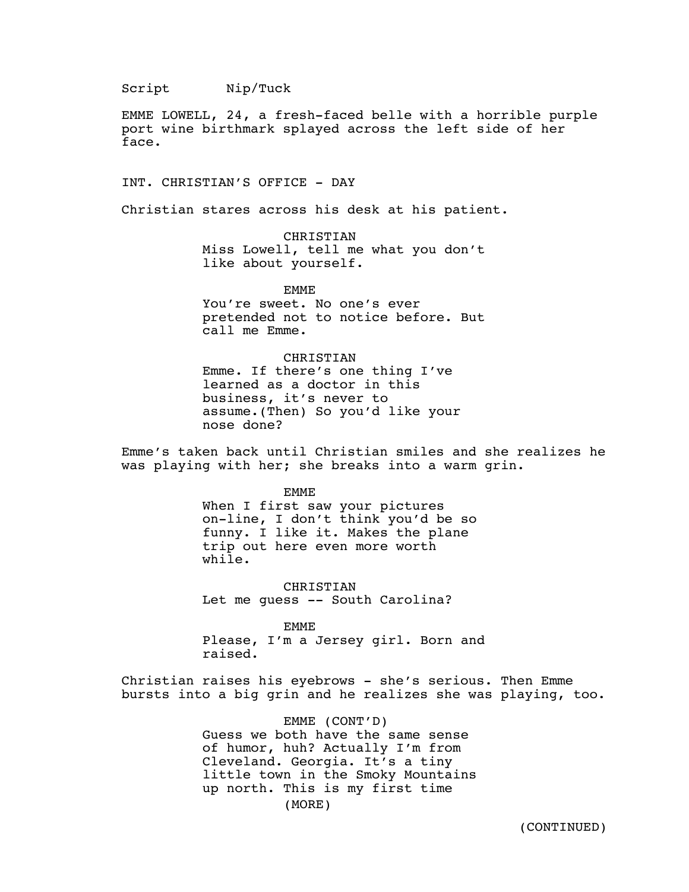Script Nip/Tuck

EMME LOWELL, 24, a fresh-faced belle with a horrible purple port wine birthmark splayed across the left side of her face.

INT. CHRISTIAN'S OFFICE - DAY

Christian stares across his desk at his patient.

CHRISTIAN
Miss Lowell, tell me what you don't like about yourself.

EMME
You're sweet. No one's ever pretended not to notice before. But call me Emme.

CHRISTIAN
Emme. If there's one thing I've learned as a doctor in this business, it's never to assume.(Then) So you'd like your nose done?

Emme's taken back until Christian smiles and she realizes he was playing with her; she breaks into a warm grin.

EMME
When I first saw your pictures on-line, I don't think you'd be so funny. I like it. Makes the plane trip out here even more worth while.

CHRISTIAN
Let me guess -- South Carolina?

EMME
Please, I'm a Jersey girl. Born and raised.

Christian raises his eyebrows - she's serious. Then Emme bursts into a big grin and he realizes she was playing, too.

EMME (CONT'D)
Guess we both have the same sense of humor, huh? Actually I'm from Cleveland. Georgia. It's a tiny little town in the Smoky Mountains up north. This is my first time
(MORE)

(CONTINUED)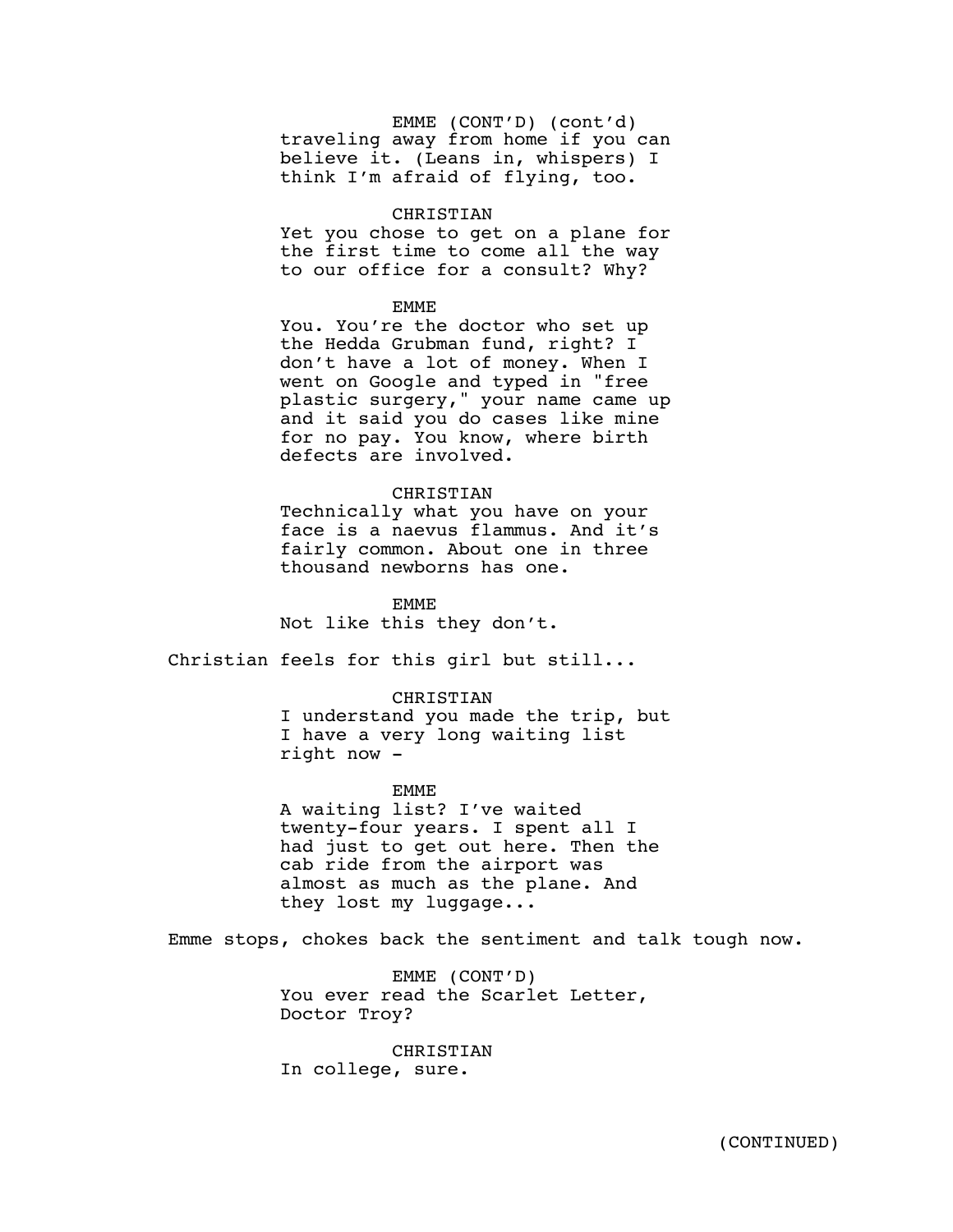EMME (CONT'D) (cont'd)
traveling away from home if you can believe it. (Leans in, whispers) I think I'm afraid of flying, too.

CHRISTIAN
Yet you chose to get on a plane for the first time to come all the way to our office for a consult? Why?

EMME
You. You're the doctor who set up the Hedda Grubman fund, right? I don't have a lot of money. When I went on Google and typed in "free plastic surgery," your name came up and it said you do cases like mine for no pay. You know, where birth defects are involved.

CHRISTIAN
Technically what you have on your face is a naevus flammus. And it's fairly common. About one in three thousand newborns has one.

EMME
Not like this they don't.

Christian feels for this girl but still...

CHRISTIAN
I understand you made the trip, but I have a very long waiting list right now -

EMME
A waiting list? I've waited twenty-four years. I spent all I had just to get out here. Then the cab ride from the airport was almost as much as the plane. And they lost my luggage...

Emme stops, chokes back the sentiment and talk tough now.

EMME (CONT'D)
You ever read the Scarlet Letter, Doctor Troy?

CHRISTIAN
In college, sure.

(CONTINUED)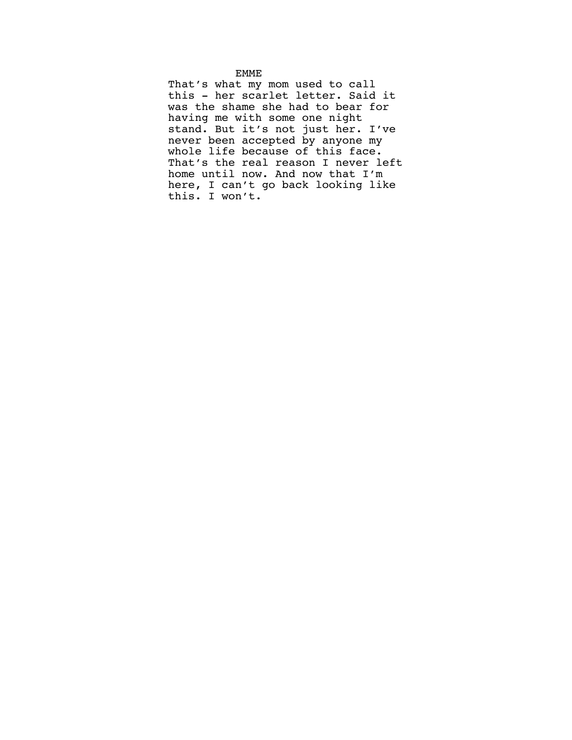EMME

That's what my mom used to call this - her scarlet letter. Said it was the shame she had to bear for having me with some one night stand. But it's not just her. I've never been accepted by anyone my whole life because of this face. That's the real reason I never left home until now. And now that I'm here, I can't go back looking like this. I won't.